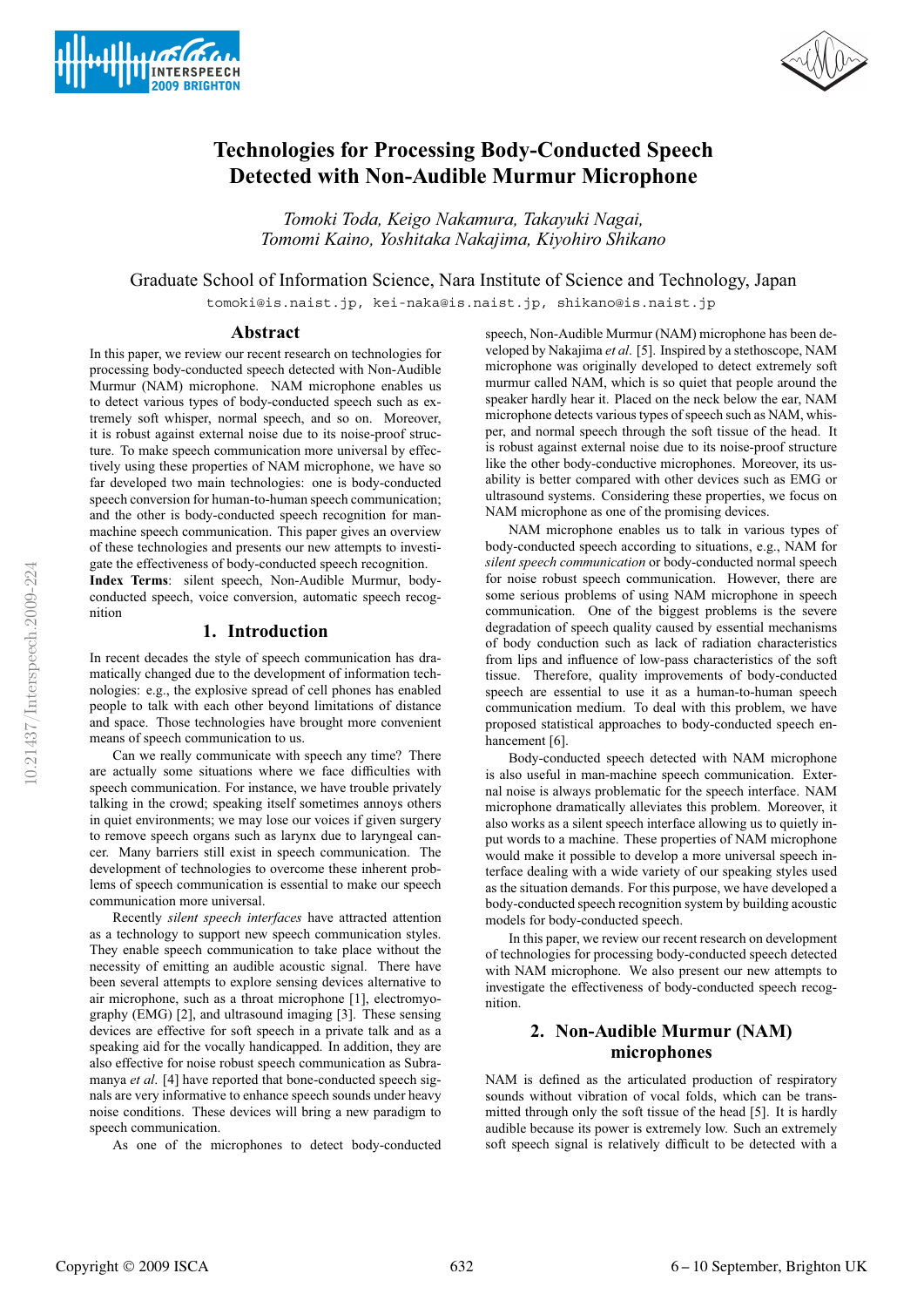# Technologies for Processing Body-Conducted Speech Detected with Non-Audible Murmur Microphone

*Tomoki Toda, Keigo Nakamura, Takayuki Nagai, Tomomi Kaino, Yoshitaka Nakajima, Kiyohiro Shikano*

Graduate School of Information Science, Nara Institute of Science and Technology, Japan

tomoki@is.naist.jp, kei-naka@is.naist.jp, shikano@is.naist.jp

## Abstract

In this paper, we review our recent research on technologies for processing body-conducted speech detected with Non-Audible Murmur (NAM) microphone. NAM microphone enables us to detect various types of body-conducted speech such as extremely soft whisper, normal speech, and so on. Moreover, it is robust against external noise due to its noise-proof structure. To make speech communication more universal by effectively using these properties of NAM microphone, we have so far developed two main technologies: one is body-conducted speech conversion for human-to-human speech communication; and the other is body-conducted speech recognition for man-machine speech communication. This paper gives an overview of these technologies and presents our new attempts to investigate the effectiveness of body-conducted speech recognition.

**Index Terms**: silent speech, Non-Audible Murmur, body-conducted speech, voice conversion, automatic speech recognition

## 1. Introduction

In recent decades the style of speech communication has dramatically changed due to the development of information technologies: e.g., the explosive spread of cell phones has enabled people to talk with each other beyond limitations of distance and space. Those technologies have brought more convenient means of speech communication to us.

Can we really communicate with speech any time? There are actually some situations where we face difficulties with speech communication. For instance, we have trouble privately talking in the crowd; speaking itself sometimes annoys others in quiet environments; we may lose our voices if given surgery to remove speech organs such as larynx due to laryngeal cancer. Many barriers still exist in speech communication. The development of technologies to overcome these inherent problems of speech communication is essential to make our speech communication more universal.

Recently *silent speech interfaces* have attracted attention as a technology to support new speech communication styles. They enable speech communication to take place without the necessity of emitting an audible acoustic signal. There have been several attempts to explore sensing devices alternative to air microphone, such as a throat microphone [1], electromyography (EMG) [2], and ultrasound imaging [3]. These sensing devices are effective for soft speech in a private talk and as a speaking aid for the vocally handicapped. In addition, they are also effective for noise robust speech communication as Subramanya *et al*. [4] have reported that bone-conducted speech signals are very informative to enhance speech sounds under heavy noise conditions. These devices will bring a new paradigm to speech communication.

As one of the microphones to detect body-conducted speech, Non-Audible Murmur (NAM) microphone has been developed by Nakajima *et al*. [5]. Inspired by a stethoscope, NAM microphone was originally developed to detect extremely soft murmur called NAM, which is so quiet that people around the speaker hardly hear it. Placed on the neck below the ear, NAM microphone detects various types of speech such as NAM, whisper, and normal speech through the soft tissue of the head. It is robust against external noise due to its noise-proof structure like the other body-conductive microphones. Moreover, its usability is better compared with other devices such as EMG or ultrasound systems. Considering these properties, we focus on NAM microphone as one of the promising devices.

NAM microphone enables us to talk in various types of body-conducted speech according to situations, e.g., NAM for *silent speech communication* or body-conducted normal speech for noise robust speech communication. However, there are some serious problems of using NAM microphone in speech communication. One of the biggest problems is the severe degradation of speech quality caused by essential mechanisms of body conduction such as lack of radiation characteristics from lips and influence of low-pass characteristics of the soft tissue. Therefore, quality improvements of body-conducted speech are essential to use it as a human-to-human speech communication medium. To deal with this problem, we have proposed statistical approaches to body-conducted speech enhancement [6].

Body-conducted speech detected with NAM microphone is also useful in man-machine speech communication. External noise is always problematic for the speech interface. NAM microphone dramatically alleviates this problem. Moreover, it also works as a silent speech interface allowing us to quietly input words to a machine. These properties of NAM microphone would make it possible to develop a more universal speech interface dealing with a wide variety of our speaking styles used as the situation demands. For this purpose, we have developed a body-conducted speech recognition system by building acoustic models for body-conducted speech.

In this paper, we review our recent research on development of technologies for processing body-conducted speech detected with NAM microphone. We also present our new attempts to investigate the effectiveness of body-conducted speech recognition.

## 2. Non-Audible Murmur (NAM) microphones

NAM is defined as the articulated production of respiratory sounds without vibration of vocal folds, which can be transmitted through only the soft tissue of the head [5]. It is hardly audible because its power is extremely low. Such an extremely soft speech signal is relatively difficult to be detected with a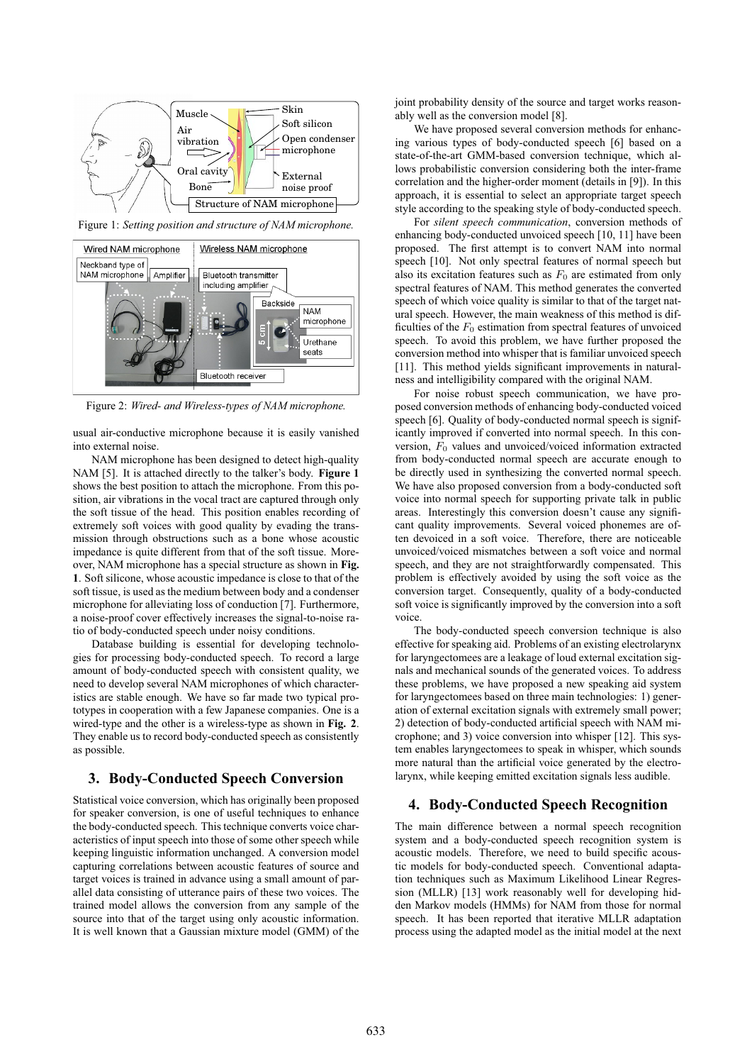Figure 1: *Setting position and structure of NAM microphone.*

Figure 2: *Wired- and Wireless-types of NAM microphone.*

usual air-conductive microphone because it is easily vanished into external noise.

NAM microphone has been designed to detect high-quality NAM [5]. It is attached directly to the talker's body. **Figure 1** shows the best position to attach the microphone. From this position, air vibrations in the vocal tract are captured through only the soft tissue of the head. This position enables recording of extremely soft voices with good quality by evading the transmission through obstructions such as a bone whose acoustic impedance is quite different from that of the soft tissue. Moreover, NAM microphone has a special structure as shown in **Fig. 1**. Soft silicone, whose acoustic impedance is close to that of the soft tissue, is used as the medium between body and a condenser microphone for alleviating loss of conduction [7]. Furthermore, a noise-proof cover effectively increases the signal-to-noise ratio of body-conducted speech under noisy conditions.

Database building is essential for developing technologies for processing body-conducted speech. To record a large amount of body-conducted speech with consistent quality, we need to develop several NAM microphones of which characteristics are stable enough. We have so far made two typical prototypes in cooperation with a few Japanese companies. One is a wired-type and the other is a wireless-type as shown in **Fig. 2**. They enable us to record body-conducted speech as consistently as possible.

## 3. Body-Conducted Speech Conversion

Statistical voice conversion, which has originally been proposed for speaker conversion, is one of useful techniques to enhance the body-conducted speech. This technique converts voice characteristics of input speech into those of some other speech while keeping linguistic information unchanged. A conversion model capturing correlations between acoustic features of source and target voices is trained in advance using a small amount of parallel data consisting of utterance pairs of these two voices. The trained model allows the conversion from any sample of the source into that of the target using only acoustic information. It is well known that a Gaussian mixture model (GMM) of the joint probability density of the source and target works reasonably well as the conversion model [8].

We have proposed several conversion methods for enhancing various types of body-conducted speech [6] based on a state-of-the-art GMM-based conversion technique, which allows probabilistic conversion considering both the inter-frame correlation and the higher-order moment (details in [9]). In this approach, it is essential to select an appropriate target speech style according to the speaking style of body-conducted speech.

For *silent speech communication*, conversion methods of enhancing body-conducted unvoiced speech [10, 11] have been proposed. The first attempt is to convert NAM into normal speech [10]. Not only spectral features of normal speech but also its excitation features such as $F_0$ are estimated from only spectral features of NAM. This method generates the converted speech of which voice quality is similar to that of the target natural speech. However, the main weakness of this method is difficulties of the $F_0$ estimation from spectral features of unvoiced speech. To avoid this problem, we have further proposed the conversion method into whisper that is familiar unvoiced speech [11]. This method yields significant improvements in naturalness and intelligibility compared with the original NAM.

For noise robust speech communication, we have proposed conversion methods of enhancing body-conducted voiced speech [6]. Quality of body-conducted normal speech is significantly improved if converted into normal speech. In this conversion, $F_0$ values and unvoiced/voiced information extracted from body-conducted normal speech are accurate enough to be directly used in synthesizing the converted normal speech. We have also proposed conversion from a body-conducted soft voice into normal speech for supporting private talk in public areas. Interestingly this conversion doesn't cause any significant quality improvements. Several voiced phonemes are often devoiced in a soft voice. Therefore, there are noticeable unvoiced/voiced mismatches between a soft voice and normal speech, and they are not straightforwardly compensated. This problem is effectively avoided by using the soft voice as the conversion target. Consequently, quality of a body-conducted soft voice is significantly improved by the conversion into a soft voice.

The body-conducted speech conversion technique is also effective for speaking aid. Problems of an existing electrolarynx for laryngectomees are a leakage of loud external excitation signals and mechanical sounds of the generated voices. To address these problems, we have proposed a new speaking aid system for laryngectomees based on three main technologies: 1) generation of external excitation signals with extremely small power; 2) detection of body-conducted artificial speech with NAM microphone; and 3) voice conversion into whisper [12]. This system enables laryngectomees to speak in whisper, which sounds more natural than the artificial voice generated by the electrolarynx, while keeping emitted excitation signals less audible.

## 4. Body-Conducted Speech Recognition

The main difference between a normal speech recognition system and a body-conducted speech recognition system is acoustic models. Therefore, we need to build specific acoustic models for body-conducted speech. Conventional adaptation techniques such as Maximum Likelihood Linear Regression (MLLR) [13] work reasonably well for developing hidden Markov models (HMMs) for NAM from those for normal speech. It has been reported that iterative MLLR adaptation process using the adapted model as the initial model at the next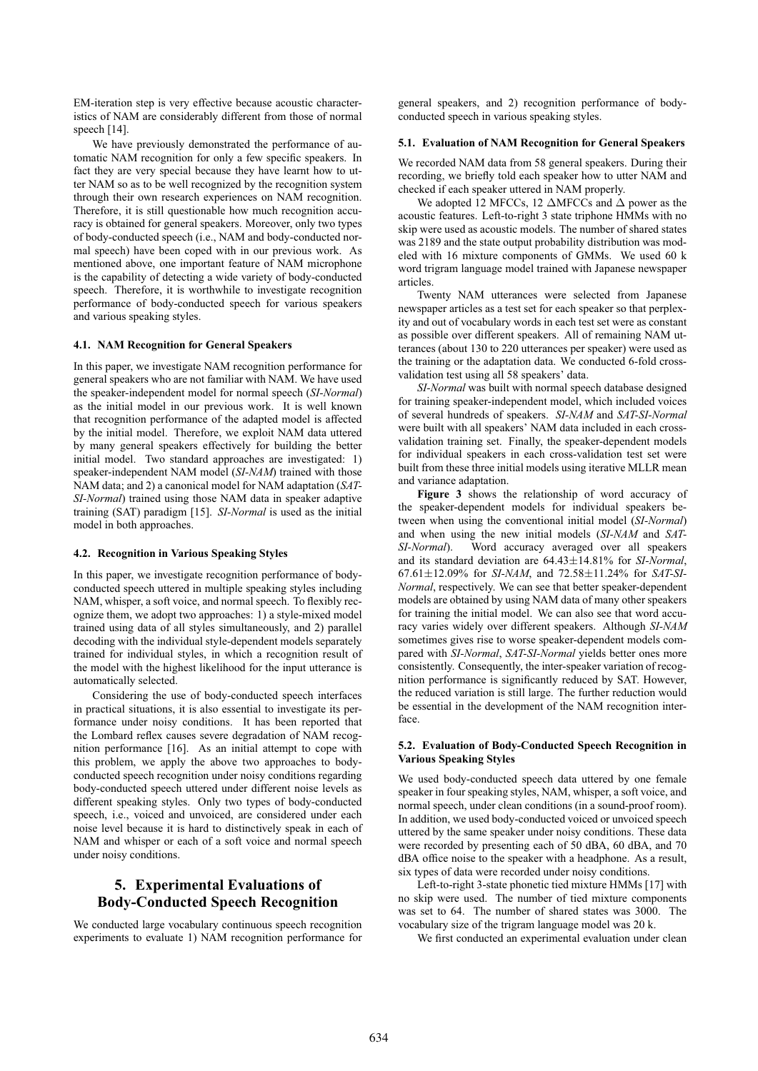EM-iteration step is very effective because acoustic characteristics of NAM are considerably different from those of normal speech [14].

We have previously demonstrated the performance of automatic NAM recognition for only a few specific speakers. In fact they are very special because they have learnt how to utter NAM so as to be well recognized by the recognition system through their own research experiences on NAM recognition. Therefore, it is still questionable how much recognition accuracy is obtained for general speakers. Moreover, only two types of body-conducted speech (i.e., NAM and body-conducted normal speech) have been coped with in our previous work. As mentioned above, one important feature of NAM microphone is the capability of detecting a wide variety of body-conducted speech. Therefore, it is worthwhile to investigate recognition performance of body-conducted speech for various speakers and various speaking styles.

### 4.1. NAM Recognition for General Speakers

In this paper, we investigate NAM recognition performance for general speakers who are not familiar with NAM. We have used the speaker-independent model for normal speech (*SI-Normal*) as the initial model in our previous work. It is well known that recognition performance of the adapted model is affected by the initial model. Therefore, we exploit NAM data uttered by many general speakers effectively for building the better initial model. Two standard approaches are investigated: 1) speaker-independent NAM model (*SI-NAM*) trained with those NAM data; and 2) a canonical model for NAM adaptation (*SAT-SI-Normal*) trained using those NAM data in speaker adaptive training (SAT) paradigm [15]. *SI-Normal* is used as the initial model in both approaches.

### 4.2. Recognition in Various Speaking Styles

In this paper, we investigate recognition performance of body-conducted speech uttered in multiple speaking styles including NAM, whisper, a soft voice, and normal speech. To flexibly recognize them, we adopt two approaches: 1) a style-mixed model trained using data of all styles simultaneously, and 2) parallel decoding with the individual style-dependent models separately trained for individual styles, in which a recognition result of the model with the highest likelihood for the input utterance is automatically selected.

Considering the use of body-conducted speech interfaces in practical situations, it is also essential to investigate its performance under noisy conditions. It has been reported that the Lombard reflex causes severe degradation of NAM recognition performance [16]. As an initial attempt to cope with this problem, we apply the above two approaches to body-conducted speech recognition under noisy conditions regarding body-conducted speech uttered under different noise levels as different speaking styles. Only two types of body-conducted speech, i.e., voiced and unvoiced, are considered under each noise level because it is hard to distinctively speak in each of NAM and whisper or each of a soft voice and normal speech under noisy conditions.

## 5. Experimental Evaluations of Body-Conducted Speech Recognition

We conducted large vocabulary continuous speech recognition experiments to evaluate 1) NAM recognition performance for general speakers, and 2) recognition performance of body-conducted speech in various speaking styles.

### 5.1. Evaluation of NAM Recognition for General Speakers

We recorded NAM data from 58 general speakers. During their recording, we briefly told each speaker how to utter NAM and checked if each speaker uttered in NAM properly.

We adopted 12 MFCCs, 12 $\Delta$MFCCs and $\Delta$ power as the acoustic features. Left-to-right 3 state triphone HMMs with no skip were used as acoustic models. The number of shared states was 2189 and the state output probability distribution was modeled with 16 mixture components of GMMs. We used 60 k word trigram language model trained with Japanese newspaper articles.

Twenty NAM utterances were selected from Japanese newspaper articles as a test set for each speaker so that perplexity and out of vocabulary words in each test set were as constant as possible over different speakers. All of remaining NAM utterances (about 130 to 220 utterances per speaker) were used as the training or the adaptation data. We conducted 6-fold cross-validation test using all 58 speakers' data.

*SI-Normal* was built with normal speech database designed for training speaker-independent model, which included voices of several hundreds of speakers. *SI-NAM* and *SAT-SI-Normal* were built with all speakers' NAM data included in each cross-validation training set. Finally, the speaker-dependent models for individual speakers in each cross-validation test set were built from these three initial models using iterative MLLR mean and variance adaptation.

**Figure 3** shows the relationship of word accuracy of the speaker-dependent models for individual speakers between when using the conventional initial model (*SI-Normal*) and when using the new initial models (*SI-NAM* and *SAT-SI-Normal*). Word accuracy averaged over all speakers and its standard deviation are 64.43±14.81% for *SI-Normal*, 67.61±12.09% for *SI-NAM*, and 72.58±11.24% for *SAT-SI-Normal*, respectively. We can see that better speaker-dependent models are obtained by using NAM data of many other speakers for training the initial model. We can also see that word accuracy varies widely over different speakers. Although *SI-NAM* sometimes gives rise to worse speaker-dependent models compared with *SI-Normal*, *SAT-SI-Normal* yields better ones more consistently. Consequently, the inter-speaker variation of recognition performance is significantly reduced by SAT. However, the reduced variation is still large. The further reduction would be essential in the development of the NAM recognition interface.

### 5.2. Evaluation of Body-Conducted Speech Recognition in Various Speaking Styles

We used body-conducted speech data uttered by one female speaker in four speaking styles, NAM, whisper, a soft voice, and normal speech, under clean conditions (in a sound-proof room). In addition, we used body-conducted voiced or unvoiced speech uttered by the same speaker under noisy conditions. These data were recorded by presenting each of 50 dBA, 60 dBA, and 70 dBA office noise to the speaker with a headphone. As a result, six types of data were recorded under noisy conditions.

Left-to-right 3-state phonetic tied mixture HMMs [17] with no skip were used. The number of tied mixture components was set to 64. The number of shared states was 3000. The vocabulary size of the trigram language model was 20 k.

We first conducted an experimental evaluation under clean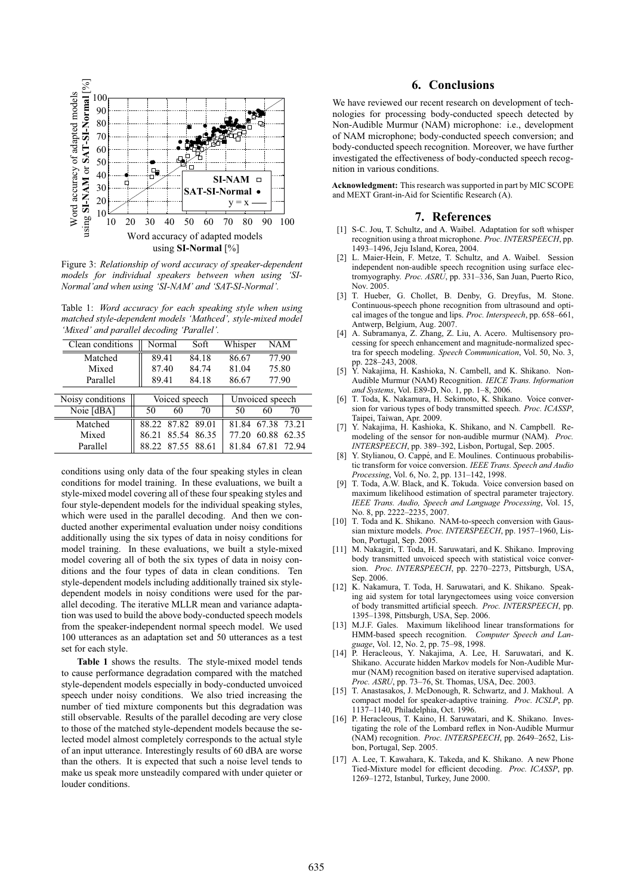Word accuracy of adapted models using **SI-NAM** or **SAT-SI-Normal** [%]

100
90
80
70
60
50
40
30
20
10

10 20 30 40 50 60 70 80 90 100

Word accuracy of adapted models using **SI-Normal** [%]

**SI-NAM**
**SAT-SI-Normal**
y = x

Figure 3: *Relationship of word accuracy of speaker-dependent models for individual speakers between when using 'SI-Normal'and when using 'SI-NAM' and 'SAT-SI-Normal'.*

Table 1: *Word accuracy for each speaking style when using matched style-dependent models 'Mathced', style-mixed model 'Mixed' and parallel decoding 'Parallel'.*

| Clean conditions | Normal | Soft | Whisper | NAM |
|---|---|---|---|---|
| Matched | 89.41 | 84.18 | 86.67 | 77.90 |
| Mixed | 87.40 | 84.74 | 81.04 | 75.80 |
| Parallel | 89.41 | 84.18 | 86.67 | 77.90 |

| Noisy conditions | Voiced speech | | | Unvoiced speech | | |
|---|---|---|---|---|---|---|
| Noie [dBA] | 50 | 60 | 70 | 50 | 60 | 70 |
| Matched | 88.22 | 87.82 | 89.01 | 81.84 | 67.38 | 73.21 |
| Mixed | 86.21 | 85.54 | 86.35 | 77.20 | 60.88 | 62.35 |
| Parallel | 88.22 | 87.55 | 88.61 | 81.84 | 67.81 | 72.94 |

conditions using only data of the four speaking styles in clean conditions for model training. In these evaluations, we built a style-mixed model covering all of these four speaking styles and four style-dependent models for the individual speaking styles, which were used in the parallel decoding. And then we conducted another experimental evaluation under noisy conditions additionally using the six types of data in noisy conditions for model training. In these evaluations, we built a style-mixed model covering all of both the six types of data in noisy conditions and the four types of data in clean conditions. Ten style-dependent models including additionally trained six style-dependent models in noisy conditions were used for the parallel decoding. The iterative MLLR mean and variance adaptation was used to build the above body-conducted speech models from the speaker-independent normal speech model. We used 100 utterances as an adaptation set and 50 utterances as a test set for each style.

**Table 1** shows the results. The style-mixed model tends to cause performance degradation compared with the matched style-dependent models especially in body-conducted unvoiced speech under noisy conditions. We also tried increasing the number of tied mixture components but this degradation was still observable. Results of the parallel decoding are very close to those of the matched style-dependent models because the selected model almost completely corresponds to the actual style of an input utterance. Interestingly results of 60 dBA are worse than the others. It is expected that such a noise level tends to make us speak more unsteadily compared with under quieter or louder conditions.

## 6. Conclusions

We have reviewed our recent research on development of technologies for processing body-conducted speech detected by Non-Audible Murmur (NAM) microphone: i.e., development of NAM microphone; body-conducted speech conversion; and body-conducted speech recognition. Moreover, we have further investigated the effectiveness of body-conducted speech recognition in various conditions.

**Acknowledgment:** This research was supported in part by MIC SCOPE and MEXT Grant-in-Aid for Scientific Research (A).

## 7. References

[1] S-C. Jou, T. Schultz, and A. Waibel. Adaptation for soft whisper recognition using a throat microphone. *Proc. INTERSPEECH*, pp. 1493–1496, Jeju Island, Korea, 2004.

[2] L. Maier-Hein, F. Metze, T. Schultz, and A. Waibel. Session independent non-audible speech recognition using surface electromyography. *Proc. ASRU*, pp. 331–336, San Juan, Puerto Rico, Nov. 2005.

[3] T. Hueber, G. Chollet, B. Denby, G. Dreyfus, M. Stone. Continuous-speech phone recognition from ultrasound and optical images of the tongue and lips. *Proc. Interspeech*, pp. 658–661, Antwerp, Belgium, Aug. 2007.

[4] A. Subramanya, Z. Zhang, Z. Liu, A. Acero. Multisensory processing for speech enhancement and magnitude-normalized spectra for speech modeling. *Speech Communication*, Vol. 50, No. 3, pp. 228–243, 2008.

[5] Y. Nakajima, H. Kashioka, N. Cambell, and K. Shikano. Non-Audible Murmur (NAM) Recognition. *IEICE Trans. Information and Systems*, Vol. E89-D, No. 1, pp. 1–8, 2006.

[6] T. Toda, K. Nakamura, H. Sekimoto, K. Shikano. Voice conversion for various types of body transmitted speech. *Proc. ICASSP*, Taipei, Taiwan, Apr. 2009.

[7] Y. Nakajima, H. Kashioka, K. Shikano, and N. Campbell. Remodeling of the sensor for non-audible murmur (NAM). *Proc. INTERSPEECH*, pp. 389–392, Lisbon, Portugal, Sep. 2005.

[8] Y. Stylianou, O. Cappé, and E. Moulines. Continuous probabilistic transform for voice conversion. *IEEE Trans. Speech and Audio Processing*, Vol. 6, No. 2, pp. 131–142, 1998.

[9] T. Toda, A.W. Black, and K. Tokuda. Voice conversion based on maximum likelihood estimation of spectral parameter trajectory. *IEEE Trans. Audio, Speech and Language Processing*, Vol. 15, No. 8, pp. 2222–2235, 2007.

[10] T. Toda and K. Shikano. NAM-to-speech conversion with Gaussian mixture models. *Proc. INTERSPEECH*, pp. 1957–1960, Lisbon, Portugal, Sep. 2005.

[11] M. Nakagiri, T. Toda, H. Saruwatari, and K. Shikano. Improving body transmitted unvoiced speech with statistical voice conversion. *Proc. INTERSPEECH*, pp. 2270–2273, Pittsburgh, USA, Sep. 2006.

[12] K. Nakamura, T. Toda, H. Saruwatari, and K. Shikano. Speaking aid system for total laryngectomees using voice conversion of body transmitted artificial speech. *Proc. INTERSPEECH*, pp. 1395–1398, Pittsburgh, USA, Sep. 2006.

[13] M.J.F. Gales. Maximum likelihood linear transformations for HMM-based speech recognition. *Computer Speech and Language*, Vol. 12, No. 2, pp. 75–98, 1998.

[14] P. Heracleous, Y. Nakajima, A. Lee, H. Saruwatari, and K. Shikano. Accurate hidden Markov models for Non-Audible Murmur (NAM) recognition based on iterative supervised adaptation. *Proc. ASRU*, pp. 73–76, St. Thomas, USA, Dec. 2003.

[15] T. Anastasakos, J. McDonough, R. Schwartz, and J. Makhoul. A compact model for speaker-adaptive training. *Proc. ICSLP*, pp. 1137–1140, Philadelphia, Oct. 1996.

[16] P. Heracleous, T. Kaino, H. Saruwatari, and K. Shikano. Investigating the role of the Lombard reflex in Non-Audible Murmur (NAM) recognition. *Proc. INTERSPEECH*, pp. 2649–2652, Lisbon, Portugal, Sep. 2005.

[17] A. Lee, T. Kawahara, K. Takeda, and K. Shikano. A new Phone Tied-Mixture model for efficient decoding. *Proc. ICASSP*, pp. 1269–1272, Istanbul, Turkey, June 2000.